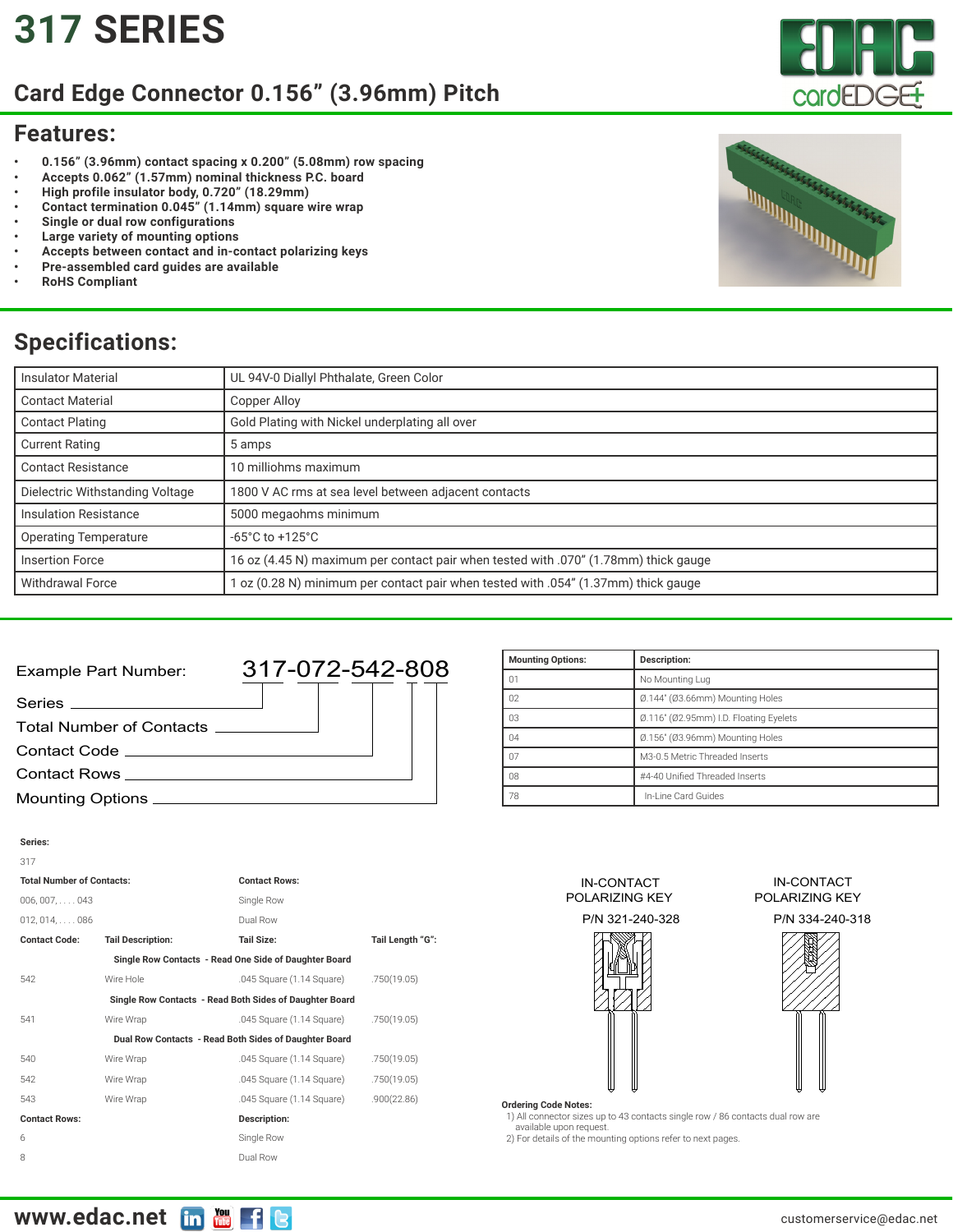# 317 SERIES

## Card Edge Connector 0.156” (3.96mm) Pitch

## Features:

- 0.156” (3.96mm) contact spacing x 0.200” (5.08mm) row spacing
- Accepts 0.062” (1.57mm) nominal thickness P.C. board
- High profile insulator body, 0.720” (18.29mm)
- Contact termination 0.045” (1.14mm) square wire wrap
- Single or dual row configurations
- Large variety of mounting options
- Accepts between contact and in-contact polarizing keys
- Pre-assembled card guides are available
- RoHS Compliant

## Specifications:

| | |
|---|---|
| Insulator Material | UL 94V-0 Diallyl Phthalate, Green Color |
| Contact Material | Copper Alloy |
| Contact Plating | Gold Plating with Nickel underplating all over |
| Current Rating | 5 amps |
| Contact Resistance | 10 milliohms maximum |
| Dielectric Withstanding Voltage | 1800 V AC rms at sea level between adjacent contacts |
| Insulation Resistance | 5000 megaohms minimum |
| Operating Temperature | -65°C to +125°C |
| Insertion Force | 16 oz (4.45 N) maximum per contact pair when tested with .070” (1.78mm) thick gauge |
| Withdrawal Force | 1 oz (0.28 N) minimum per contact pair when tested with .054” (1.37mm) thick gauge |

Example Part Number: 317-072-542-808

- Series
- Total Number of Contacts
- Contact Code
- Contact Rows
- Mounting Options

| Mounting Options: | Description: |
|---|---|
| 01 | No Mounting Lug |
| 02 | Ø.144" (Ø3.66mm) Mounting Holes |
| 03 | Ø.116" (Ø2.95mm) I.D. Floating Eyelets |
| 04 | Ø.156" (Ø3.96mm) Mounting Holes |
| 07 | M3-0.5 Metric Threaded Inserts |
| 08 | #4-40 Unified Threaded Inserts |
| 78 | In-Line Card Guides |

**Series:**

317

| Total Number of Contacts: | Contact Rows: |
|---|---|
| 006, 007, . . . . 043 | Single Row |
| 012, 014, . . . . 086 | Dual Row |

| Contact Code: | Tail Description: | Tail Size: | Tail Length “G”: |
|---|---|---|---|
| **Single Row Contacts - Read One Side of Daughter Board** | | | |
| 542 | Wire Hole | .045 Square (1.14 Square) | .750(19.05) |
| **Single Row Contacts - Read Both Sides of Daughter Board** | | | |
| 541 | Wire Wrap | .045 Square (1.14 Square) | .750(19.05) |
| **Dual Row Contacts - Read Both Sides of Daughter Board** | | | |
| 540 | Wire Wrap | .045 Square (1.14 Square) | .750(19.05) |
| 542 | Wire Wrap | .045 Square (1.14 Square) | .750(19.05) |
| 543 | Wire Wrap | .045 Square (1.14 Square) | .900(22.86) |

| Contact Rows: | Description: |
|---|---|
| 6 | Single Row |
| 8 | Dual Row |

IN-CONTACT POLARIZING KEY P/N 321-240-328

IN-CONTACT POLARIZING KEY P/N 334-240-318

**Ordering Code Notes:**

1) All connector sizes up to 43 contacts single row / 86 contacts dual row are available upon request.
2) For details of the mounting options refer to next pages.

www.edac.net

customerservice@edac.net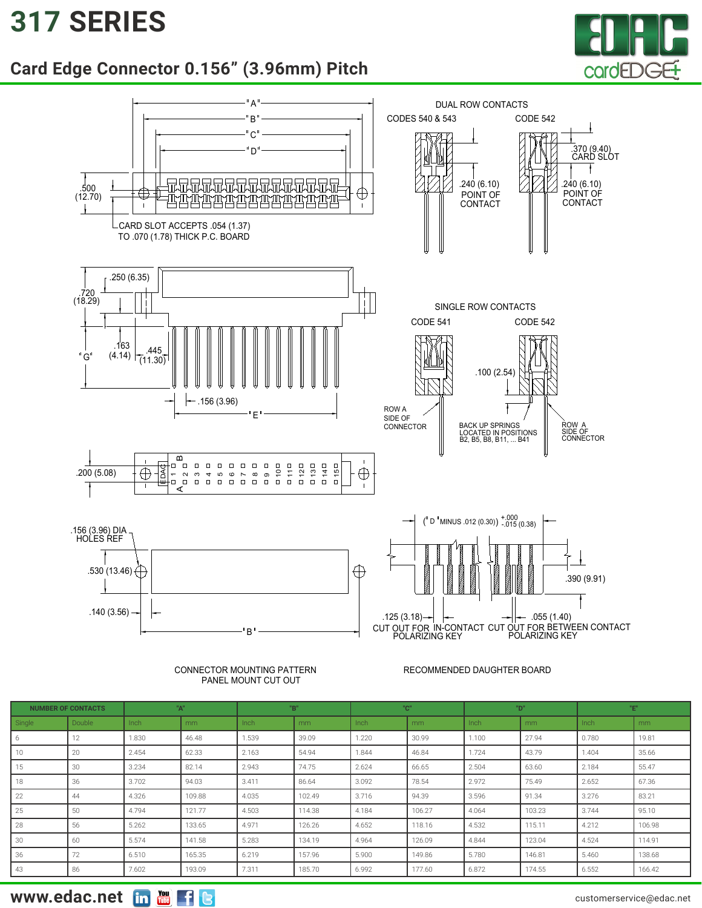# 317 SERIES

## Card Edge Connector 0.156” (3.96mm) Pitch

"A" "B" "C" "D"

.500 (12.70)

CARD SLOT ACCEPTS .054 (1.37) TO .070 (1.78) THICK P.C. BOARD

DUAL ROW CONTACTS

CODES 540 & 543

.240 (6.10) POINT OF CONTACT

CODE 542

.370 (9.40) CARD SLOT

.240 (6.10) POINT OF CONTACT

.250 (6.35)

.720 (18.29)

"G"

.163 (4.14)

.445 (11.30)

.156 (3.96)

"E"

SINGLE ROW CONTACTS

CODE 541

ROW A SIDE OF CONNECTOR

CODE 542

.100 (2.54)

BACK UP SPRINGS LOCATED IN POSITIONS B2, B5, B8, B11, ... B41

ROW A SIDE OF CONNECTOR

.200 (5.08)

.156 (3.96) DIA HOLES REF

.530 (13.46)

.140 (3.56)

"B"

("D" MINUS .012 (0.30)) +.000 -.015 (0.38)

.390 (9.91)

.125 (3.18) CUT OUT FOR IN-CONTACT POLARIZING KEY

.055 (1.40) CUT OUT FOR BETWEEN CONTACT POLARIZING KEY

CONNECTOR MOUNTING PATTERN
PANEL MOUNT CUT OUT

RECOMMENDED DAUGHTER BOARD

| NUMBER OF CONTACTS | | "A" | | "B" | | "C" | | "D" | | "E" | |
|---|---|---|---|---|---|---|---|---|---|---|---|
| Single | Double | Inch | mm | Inch | mm | Inch | mm | Inch | mm | Inch | mm |
| 6 | 12 | 1.830 | 46.48 | 1.539 | 39.09 | 1.220 | 30.99 | 1.100 | 27.94 | 0.780 | 19.81 |
| 10 | 20 | 2.454 | 62.33 | 2.163 | 54.94 | 1.844 | 46.84 | 1.724 | 43.79 | 1.404 | 35.66 |
| 15 | 30 | 3.234 | 82.14 | 2.943 | 74.75 | 2.624 | 66.65 | 2.504 | 63.60 | 2.184 | 55.47 |
| 18 | 36 | 3.702 | 94.03 | 3.411 | 86.64 | 3.092 | 78.54 | 2.972 | 75.49 | 2.652 | 67.36 |
| 22 | 44 | 4.326 | 109.88 | 4.035 | 102.49 | 3.716 | 94.39 | 3.596 | 91.34 | 3.276 | 83.21 |
| 25 | 50 | 4.794 | 121.77 | 4.503 | 114.38 | 4.184 | 106.27 | 4.064 | 103.23 | 3.744 | 95.10 |
| 28 | 56 | 5.262 | 133.65 | 4.971 | 126.26 | 4.652 | 118.16 | 4.532 | 115.11 | 4.212 | 106.98 |
| 30 | 60 | 5.574 | 141.58 | 5.283 | 134.19 | 4.964 | 126.09 | 4.844 | 123.04 | 4.524 | 114.91 |
| 36 | 72 | 6.510 | 165.35 | 6.219 | 157.96 | 5.900 | 149.86 | 5.780 | 146.81 | 5.460 | 138.68 |
| 43 | 86 | 7.602 | 193.09 | 7.311 | 185.70 | 6.992 | 177.60 | 6.872 | 174.55 | 6.552 | 166.42 |

www.edac.net customerservice@edac.net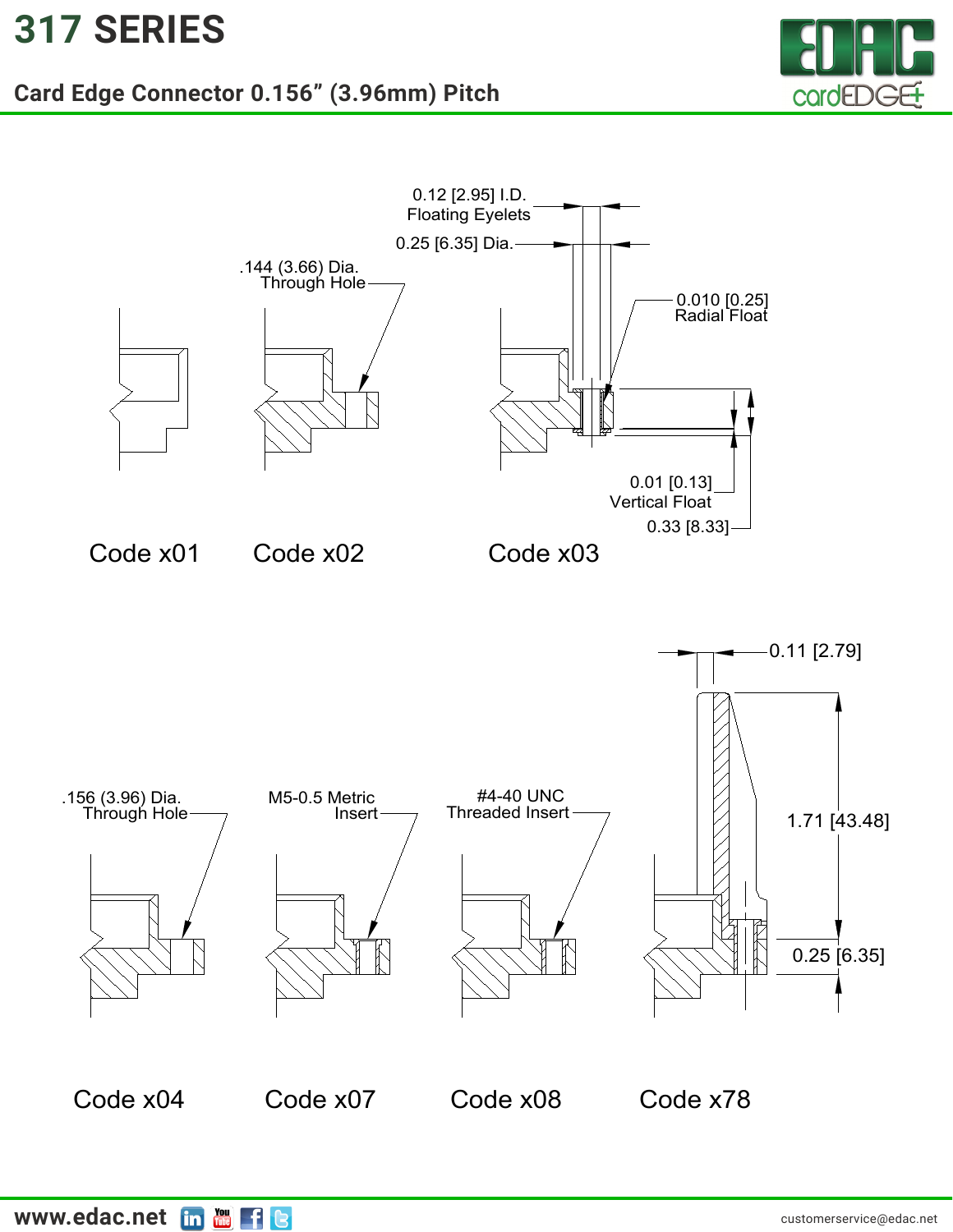# 317 SERIES

## Card Edge Connector 0.156" (3.96mm) Pitch

0.12 [2.95] I.D.
Floating Eyelets

0.25 [6.35] Dia.

.144 (3.66) Dia.
Through Hole

0.010 [0.25]
Radial Float

0.01 [0.13]
Vertical Float

0.33 [8.33]

Code x01

Code x02

Code x03

0.11 [2.79]

1.71 [43.48]

.156 (3.96) Dia.
Through Hole

M5-0.5 Metric
Insert

#4-40 UNC
Threaded Insert

0.25 [6.35]

Code x04

Code x07

Code x08

Code x78

www.edac.net

customerservice@edac.net